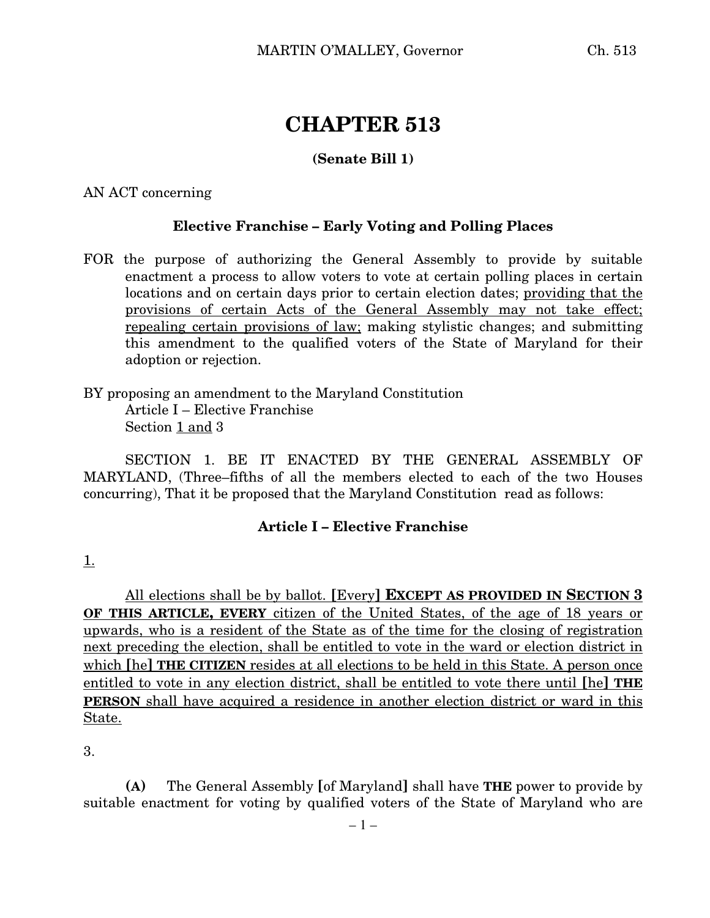# CHAPTER 513

**(Senate Bill 1)**

AN ACT concerning

**Elective Franchise – Early Voting and Polling Places**

FOR the purpose of authorizing the General Assembly to provide by suitable enactment a process to allow voters to vote at certain polling places in certain locations and on certain days prior to certain election dates; providing that the provisions of certain Acts of the General Assembly may not take effect; repealing certain provisions of law; making stylistic changes; and submitting this amendment to the qualified voters of the State of Maryland for their adoption or rejection.

BY proposing an amendment to the Maryland Constitution
Article I – Elective Franchise
Section 1 and 3

SECTION 1. BE IT ENACTED BY THE GENERAL ASSEMBLY OF MARYLAND, (Three–fifths of all the members elected to each of the two Houses concurring), That it be proposed that the Maryland Constitution read as follows:

**Article I – Elective Franchise**

1.

All elections shall be by ballot. **[**Every**]** **EXCEPT AS PROVIDED IN SECTION 3 OF THIS ARTICLE, EVERY** citizen of the United States, of the age of 18 years or upwards, who is a resident of the State as of the time for the closing of registration next preceding the election, shall be entitled to vote in the ward or election district in which **[**he**]** **THE CITIZEN** resides at all elections to be held in this State. A person once entitled to vote in any election district, shall be entitled to vote there until **[**he**]** **THE PERSON** shall have acquired a residence in another election district or ward in this State.

3.

**(A)** The General Assembly **[**of Maryland**]** shall have **THE** power to provide by suitable enactment for voting by qualified voters of the State of Maryland who are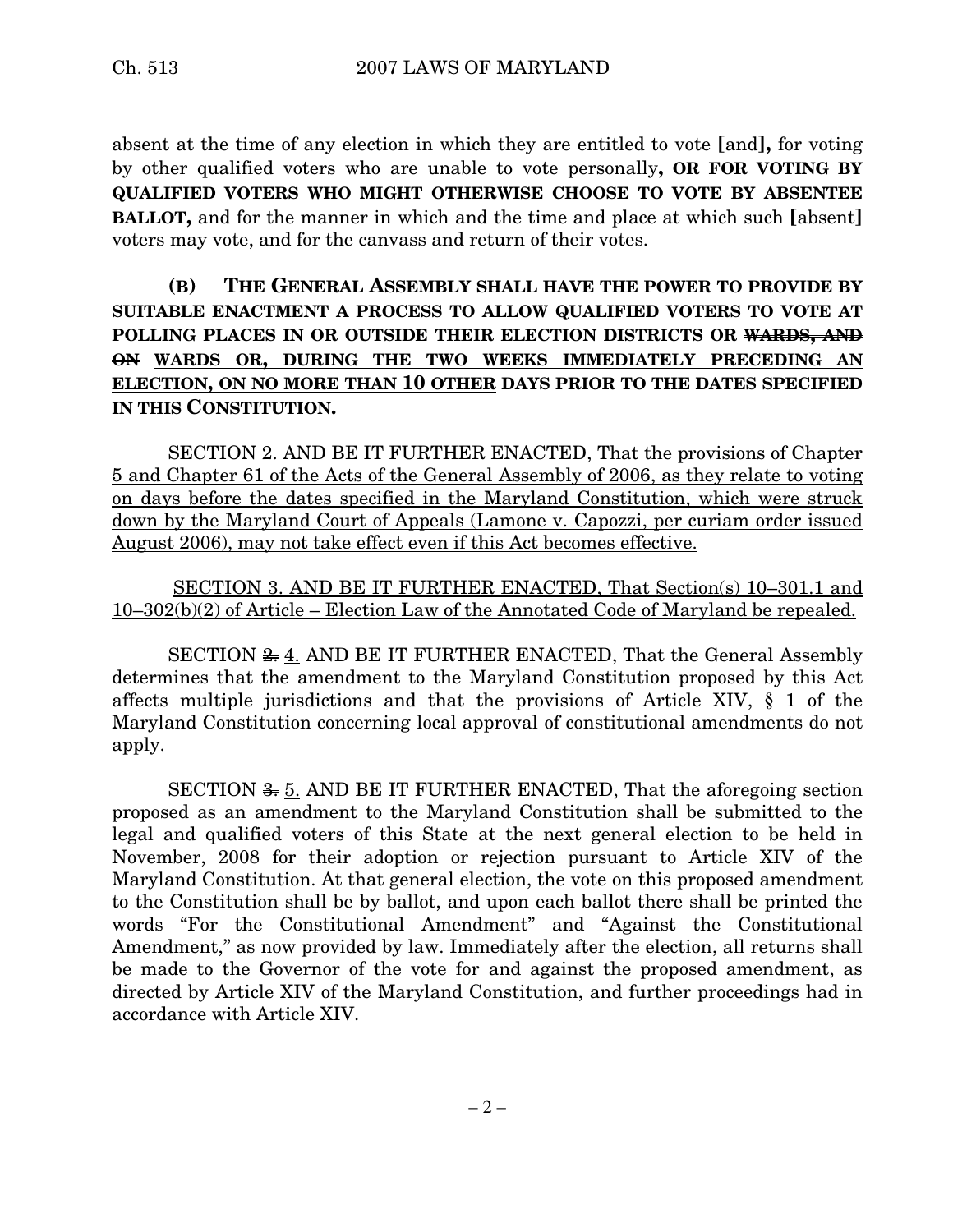absent at the time of any election in which they are entitled to vote [and]**,** for voting by other qualified voters who are unable to vote personally**, OR FOR VOTING BY QUALIFIED VOTERS WHO MIGHT OTHERWISE CHOOSE TO VOTE BY ABSENTEE BALLOT,** and for the manner in which and the time and place at which such [absent] voters may vote, and for the canvass and return of their votes.

**(B) THE GENERAL ASSEMBLY SHALL HAVE THE POWER TO PROVIDE BY SUITABLE ENACTMENT A PROCESS TO ALLOW QUALIFIED VOTERS TO VOTE AT POLLING PLACES IN OR OUTSIDE THEIR ELECTION DISTRICTS OR ~~WARDS, AND ON~~ WARDS OR, DURING THE TWO WEEKS IMMEDIATELY PRECEDING AN ELECTION, ON NO MORE THAN 10 OTHER DAYS PRIOR TO THE DATES SPECIFIED IN THIS CONSTITUTION.**

SECTION 2. AND BE IT FURTHER ENACTED, That the provisions of Chapter 5 and Chapter 61 of the Acts of the General Assembly of 2006, as they relate to voting on days before the dates specified in the Maryland Constitution, which were struck down by the Maryland Court of Appeals (Lamone v. Capozzi, per curiam order issued August 2006), may not take effect even if this Act becomes effective.

SECTION 3. AND BE IT FURTHER ENACTED, That Section(s) 10–301.1 and 10–302(b)(2) of Article – Election Law of the Annotated Code of Maryland be repealed.

SECTION ~~2.~~ 4. AND BE IT FURTHER ENACTED, That the General Assembly determines that the amendment to the Maryland Constitution proposed by this Act affects multiple jurisdictions and that the provisions of Article XIV, § 1 of the Maryland Constitution concerning local approval of constitutional amendments do not apply.

SECTION ~~3.~~ 5. AND BE IT FURTHER ENACTED, That the aforegoing section proposed as an amendment to the Maryland Constitution shall be submitted to the legal and qualified voters of this State at the next general election to be held in November, 2008 for their adoption or rejection pursuant to Article XIV of the Maryland Constitution. At that general election, the vote on this proposed amendment to the Constitution shall be by ballot, and upon each ballot there shall be printed the words "For the Constitutional Amendment" and "Against the Constitutional Amendment," as now provided by law. Immediately after the election, all returns shall be made to the Governor of the vote for and against the proposed amendment, as directed by Article XIV of the Maryland Constitution, and further proceedings had in accordance with Article XIV.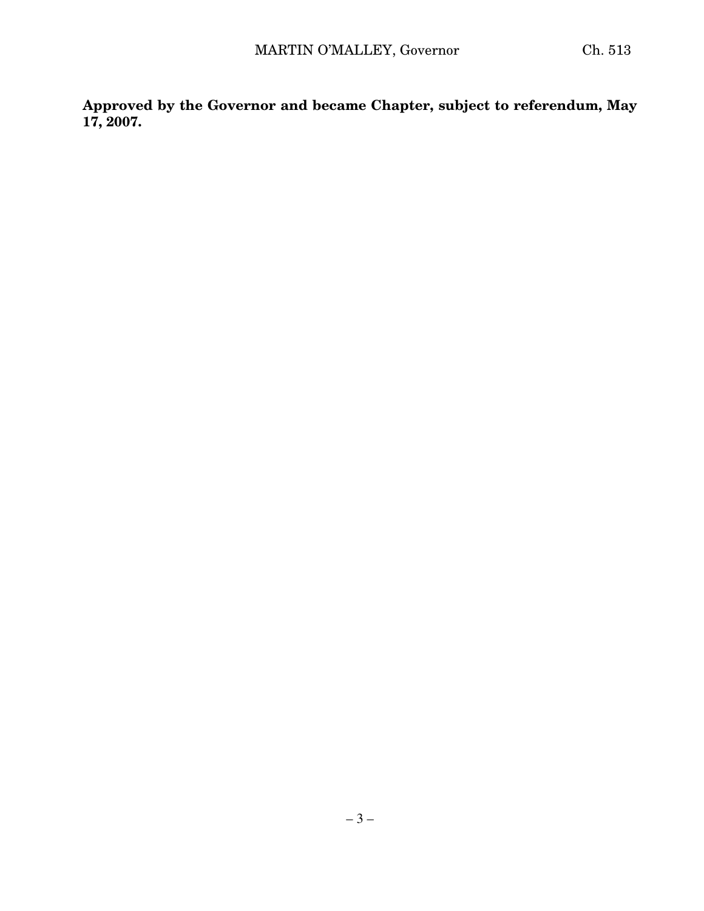**Approved by the Governor and became Chapter, subject to referendum, May 17, 2007.**